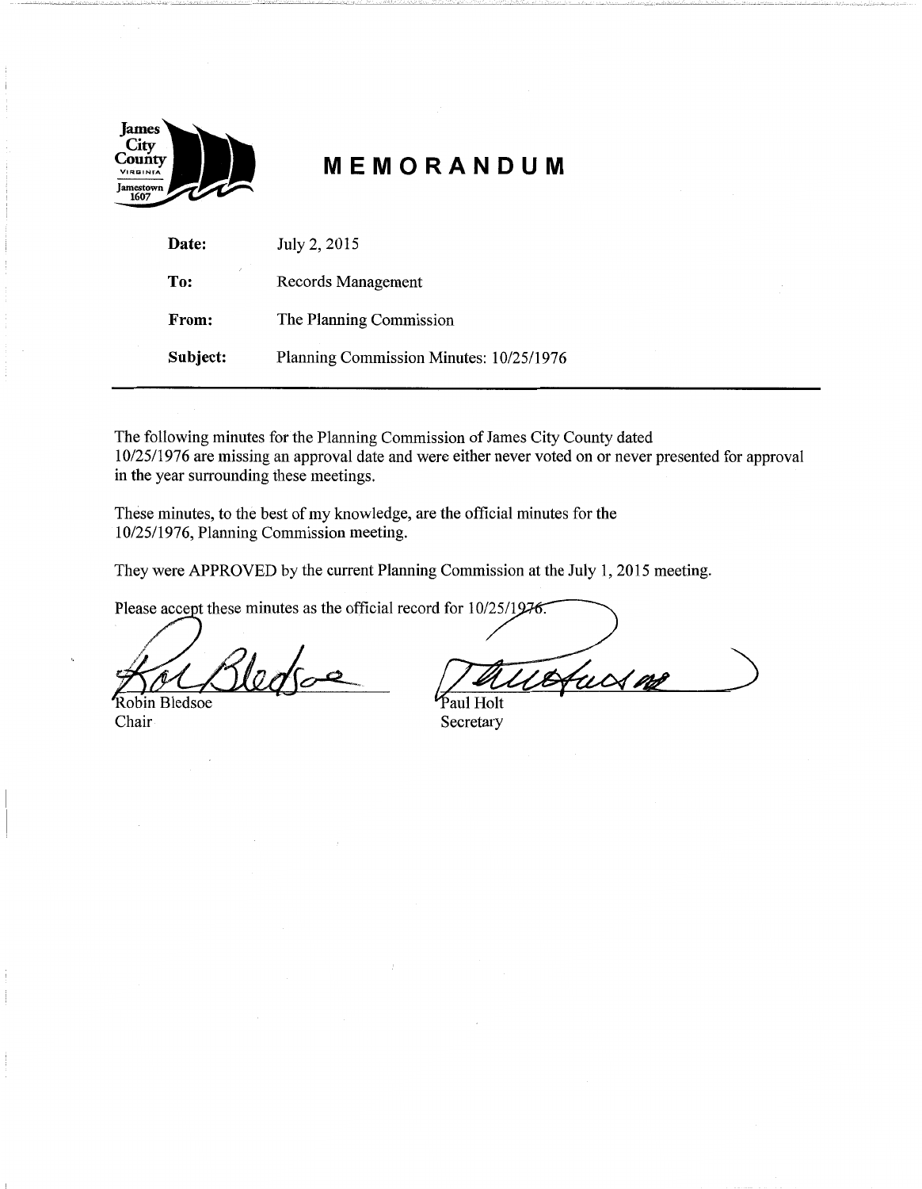# MEMORANDUM

| | |
|---|---|
| **Date:** | July 2, 2015 |
| **To:** | Records Management |
| **From:** | The Planning Commission |
| **Subject:** | Planning Commission Minutes: 10/25/1976 |

The following minutes for the Planning Commission of James City County dated 10/25/1976 are missing an approval date and were either never voted on or never presented for approval in the year surrounding these meetings.

These minutes, to the best of my knowledge, are the official minutes for the 10/25/1976, Planning Commission meeting.

They were APPROVED by the current Planning Commission at the July 1, 2015 meeting.

Please accept these minutes as the official record for 10/25/1976.

Robin Bledsoe
Chair

Paul Holt
Secretary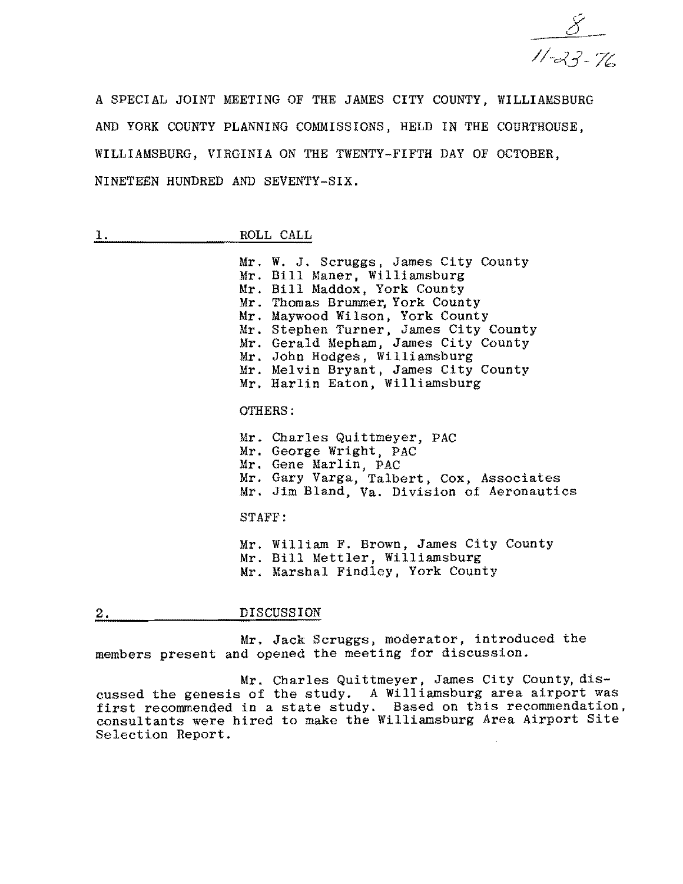8
11-23-76

A SPECIAL JOINT MEETING OF THE JAMES CITY COUNTY, WILLIAMSBURG AND YORK COUNTY PLANNING COMMISSIONS, HELD IN THE COURTHOUSE, WILLIAMSBURG, VIRGINIA ON THE TWENTY-FIFTH DAY OF OCTOBER, NINETEEN HUNDRED AND SEVENTY-SIX.

## 1. ROLL CALL

Mr. W. J. Scruggs, James City County
Mr. Bill Maner, Williamsburg
Mr. Bill Maddox, York County
Mr. Thomas Brummer, York County
Mr. Maywood Wilson, York County
Mr. Stephen Turner, James City County
Mr. Gerald Mepham, James City County
Mr. John Hodges, Williamsburg
Mr. Melvin Bryant, James City County
Mr. Harlin Eaton, Williamsburg

OTHERS:

Mr. Charles Quittmeyer, PAC
Mr. George Wright, PAC
Mr. Gene Marlin, PAC
Mr. Gary Varga, Talbert, Cox, Associates
Mr. Jim Bland, Va. Division of Aeronautics

STAFF:

Mr. William F. Brown, James City County
Mr. Bill Mettler, Williamsburg
Mr. Marshal Findley, York County

## 2. DISCUSSION

Mr. Jack Scruggs, moderator, introduced the members present and opened the meeting for discussion.

Mr. Charles Quittmeyer, James City County, discussed the genesis of the study. A Williamsburg area airport was first recommended in a state study. Based on this recommendation, consultants were hired to make the Williamsburg Area Airport Site Selection Report.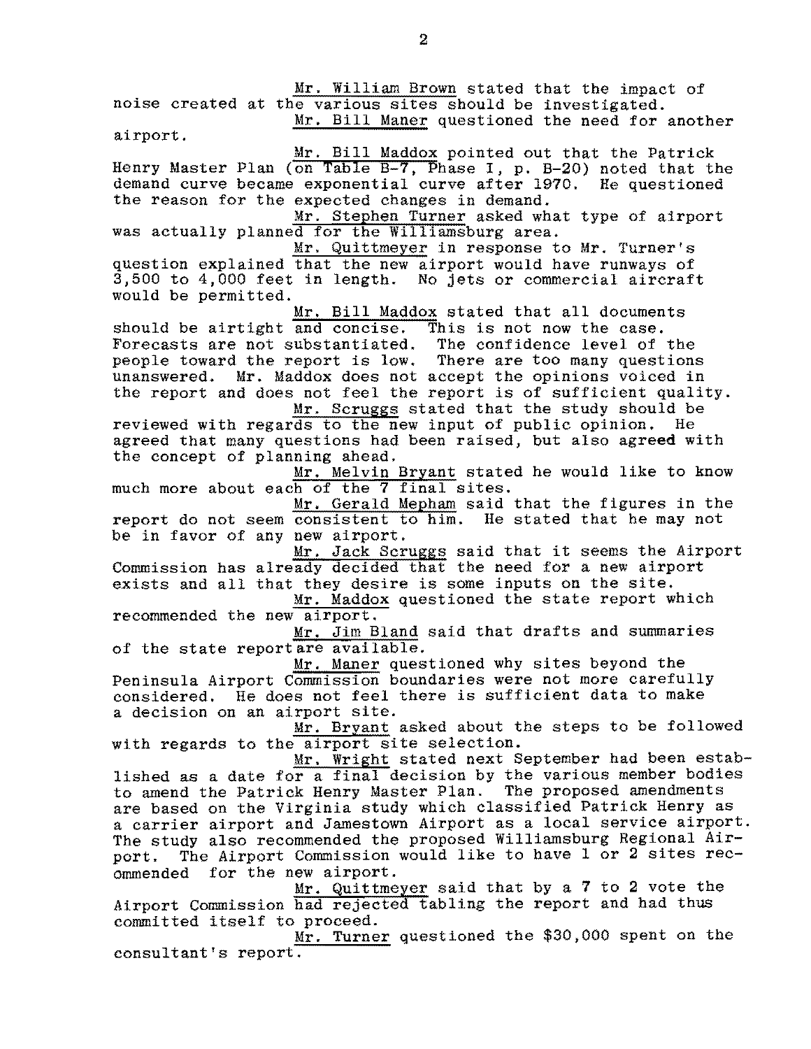Mr. William Brown stated that the impact of noise created at the various sites should be investigated.

Mr. Bill Maner questioned the need for another airport.

Mr. Bill Maddox pointed out that the Patrick Henry Master Plan (on Table B-7, Phase I, p. B-20) noted that the demand curve became exponential curve after 1970. He questioned the reason for the expected changes in demand.

Mr. Stephen Turner asked what type of airport was actually planned for the Williamsburg area.

Mr. Quittmeyer in response to Mr. Turner's question explained that the new airport would have runways of 3,500 to 4,000 feet in length. No jets or commercial aircraft would be permitted.

Mr. Bill Maddox stated that all documents should be airtight and concise. This is not now the case. Forecasts are not substantiated. The confidence level of the people toward the report is low. There are too many questions unanswered. Mr. Maddox does not accept the opinions voiced in the report and does not feel the report is of sufficient quality.

Mr. Scruggs stated that the study should be reviewed with regards to the new input of public opinion. He agreed that many questions had been raised, but also agreed with the concept of planning ahead.

Mr. Melvin Bryant stated he would like to know much more about each of the 7 final sites.

Mr. Gerald Mepham said that the figures in the report do not seem consistent to him. He stated that he may not be in favor of any new airport.

Mr. Jack Scruggs said that it seems the Airport Commission has already decided that the need for a new airport exists and all that they desire is some inputs on the site.

Mr. Maddox questioned the state report which recommended the new airport.

Mr. Jim Bland said that drafts and summaries of the state report are available.

Mr. Maner questioned why sites beyond the Peninsula Airport Commission boundaries were not more carefully considered. He does not feel there is sufficient data to make a decision on an airport site.

Mr. Bryant asked about the steps to be followed with regards to the airport site selection.

Mr. Wright stated next September had been established as a date for a final decision by the various member bodies to amend the Patrick Henry Master Plan. The proposed amendments are based on the Virginia study which classified Patrick Henry as a carrier airport and Jamestown Airport as a local service airport. The study also recommended the proposed Williamsburg Regional Airport. The Airport Commission would like to have 1 or 2 sites recommended for the new airport.

Mr. Quittmeyer said that by a 7 to 2 vote the Airport Commission had rejected tabling the report and had thus committed itself to proceed.

Mr. Turner questioned the $30,000 spent on the consultant's report.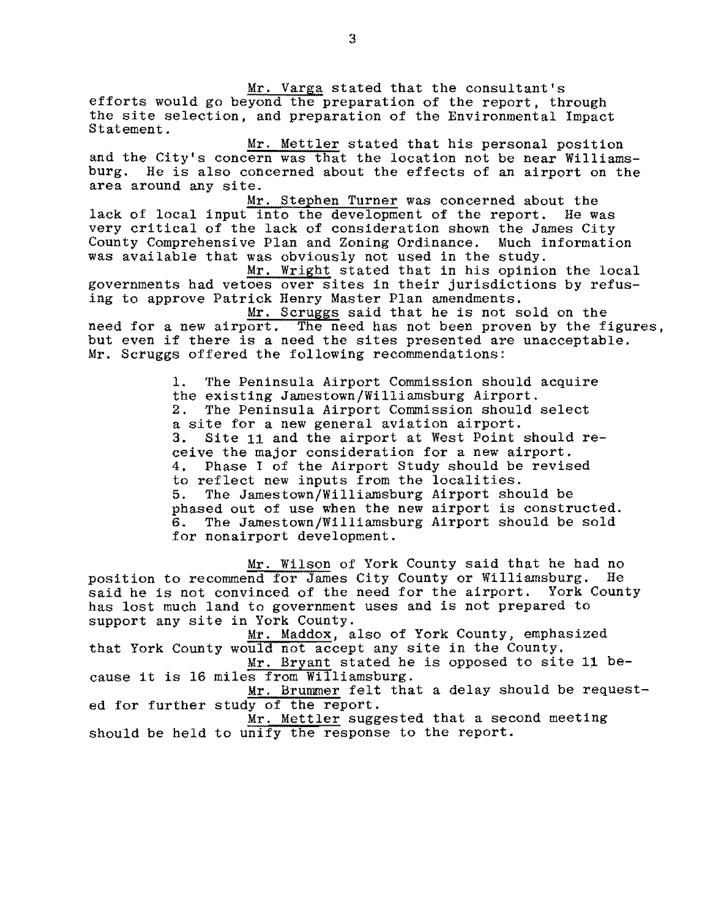Mr. Varga stated that the consultant's efforts would go beyond the preparation of the report, through the site selection, and preparation of the Environmental Impact Statement.

Mr. Mettler stated that his personal position and the City's concern was that the location not be near Williamsburg. He is also concerned about the effects of an airport on the area around any site.

Mr. Stephen Turner was concerned about the lack of local input into the development of the report. He was very critical of the lack of consideration shown the James City County Comprehensive Plan and Zoning Ordinance. Much information was available that was obviously not used in the study.

Mr. Wright stated that in his opinion the local governments had vetoes over sites in their jurisdictions by refusing to approve Patrick Henry Master Plan amendments.

Mr. Scruggs said that he is not sold on the need for a new airport. The need has not been proven by the figures, but even if there is a need the sites presented are unacceptable. Mr. Scruggs offered the following recommendations:

1. The Peninsula Airport Commission should acquire the existing Jamestown/Williamsburg Airport.
2. The Peninsula Airport Commission should select a site for a new general aviation airport.
3. Site 11 and the airport at West Point should receive the major consideration for a new airport.
4. Phase I of the Airport Study should be revised to reflect new inputs from the localities.
5. The Jamestown/Williamsburg Airport should be phased out of use when the new airport is constructed.
6. The Jamestown/Williamsburg Airport should be sold for nonairport development.

Mr. Wilson of York County said that he had no position to recommend for James City County or Williamsburg. He said he is not convinced of the need for the airport. York County has lost much land to government uses and is not prepared to support any site in York County.

Mr. Maddox, also of York County, emphasized that York County would not accept any site in the County.

Mr. Bryant stated he is opposed to site 11 because it is 16 miles from Williamsburg.

Mr. Brummer felt that a delay should be requested for further study of the report.

Mr. Mettler suggested that a second meeting should be held to unify the response to the report.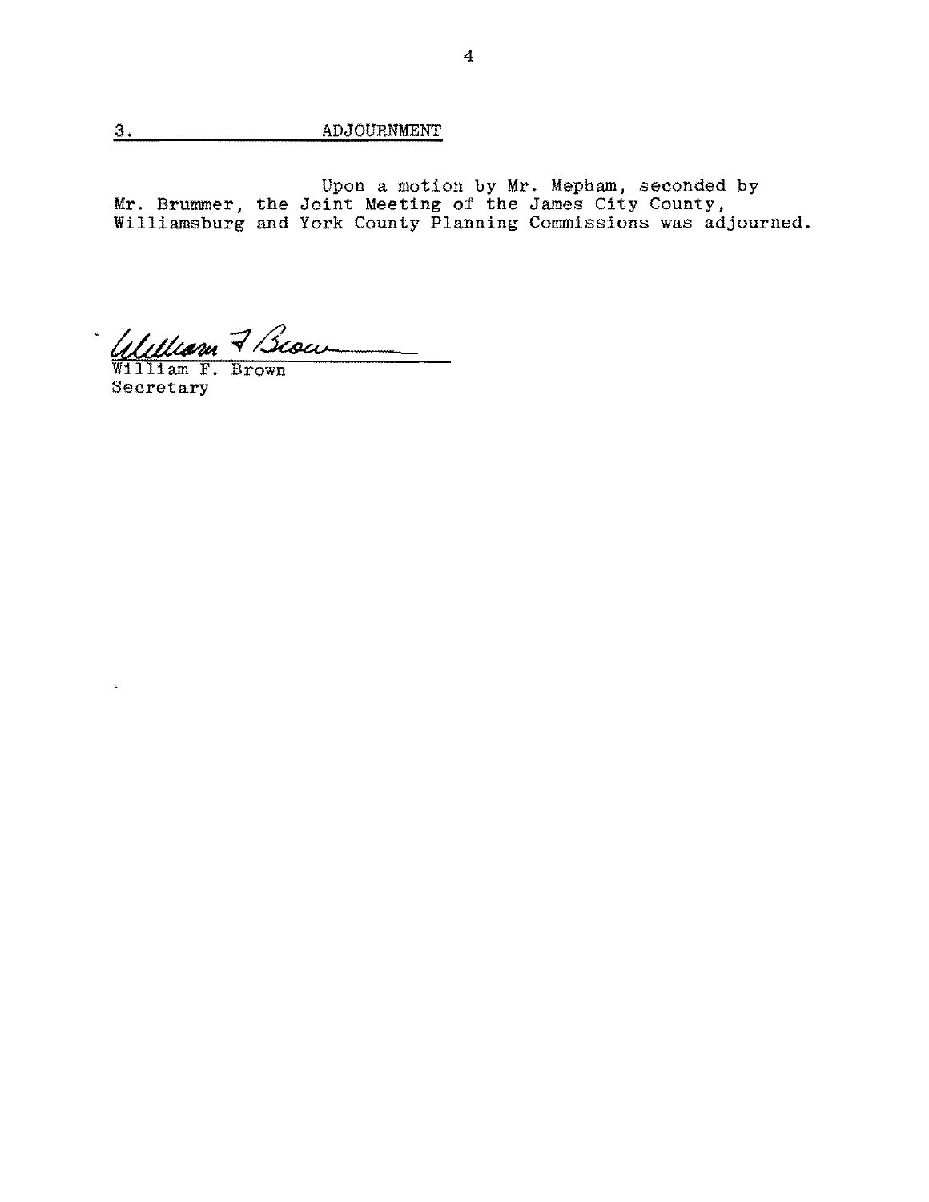## 3. ADJOURNMENT

Upon a motion by Mr. Mepham, seconded by Mr. Brummer, the Joint Meeting of the James City County, Williamsburg and York County Planning Commissions was adjourned.

William F. Brown
Secretary